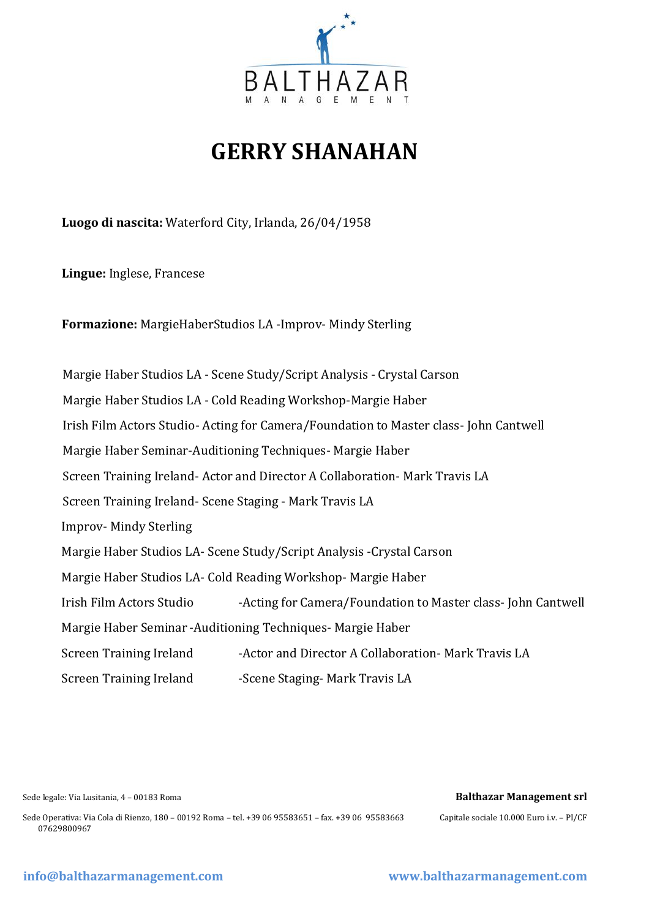BALTHAZAR MANAGEMENT

# GERRY SHANAHAN

**Luogo di nascita:** Waterford City, Irlanda, 26/04/1958

**Lingue:** Inglese, Francese

**Formazione:** MargieHaberStudios LA -Improv- Mindy Sterling

Margie Haber Studios LA - Scene Study/Script Analysis - Crystal Carson

Margie Haber Studios LA - Cold Reading Workshop-Margie Haber

Irish Film Actors Studio- Acting for Camera/Foundation to Master class- John Cantwell

Margie Haber Seminar-Auditioning Techniques- Margie Haber

Screen Training Ireland- Actor and Director A Collaboration- Mark Travis LA

Screen Training Ireland- Scene Staging - Mark Travis LA

Improv- Mindy Sterling

Margie Haber Studios LA- Scene Study/Script Analysis -Crystal Carson

Margie Haber Studios LA- Cold Reading Workshop- Margie Haber

Irish Film Actors Studio -Acting for Camera/Foundation to Master class- John Cantwell

Margie Haber Seminar -Auditioning Techniques- Margie Haber

Screen Training Ireland -Actor and Director A Collaboration- Mark Travis LA

Screen Training Ireland -Scene Staging- Mark Travis LA

Sede legale: Via Lusitania, 4 – 00183 Roma

Sede Operativa: Via Cola di Rienzo, 180 – 00192 Roma – tel. +39 06 95583651 – fax. +39 06 95583663

**Balthazar Management srl**

Capitale sociale 10.000 Euro i.v. – PI/CF 07629800967

info@balthazarmanagement.com

www.balthazarmanagement.com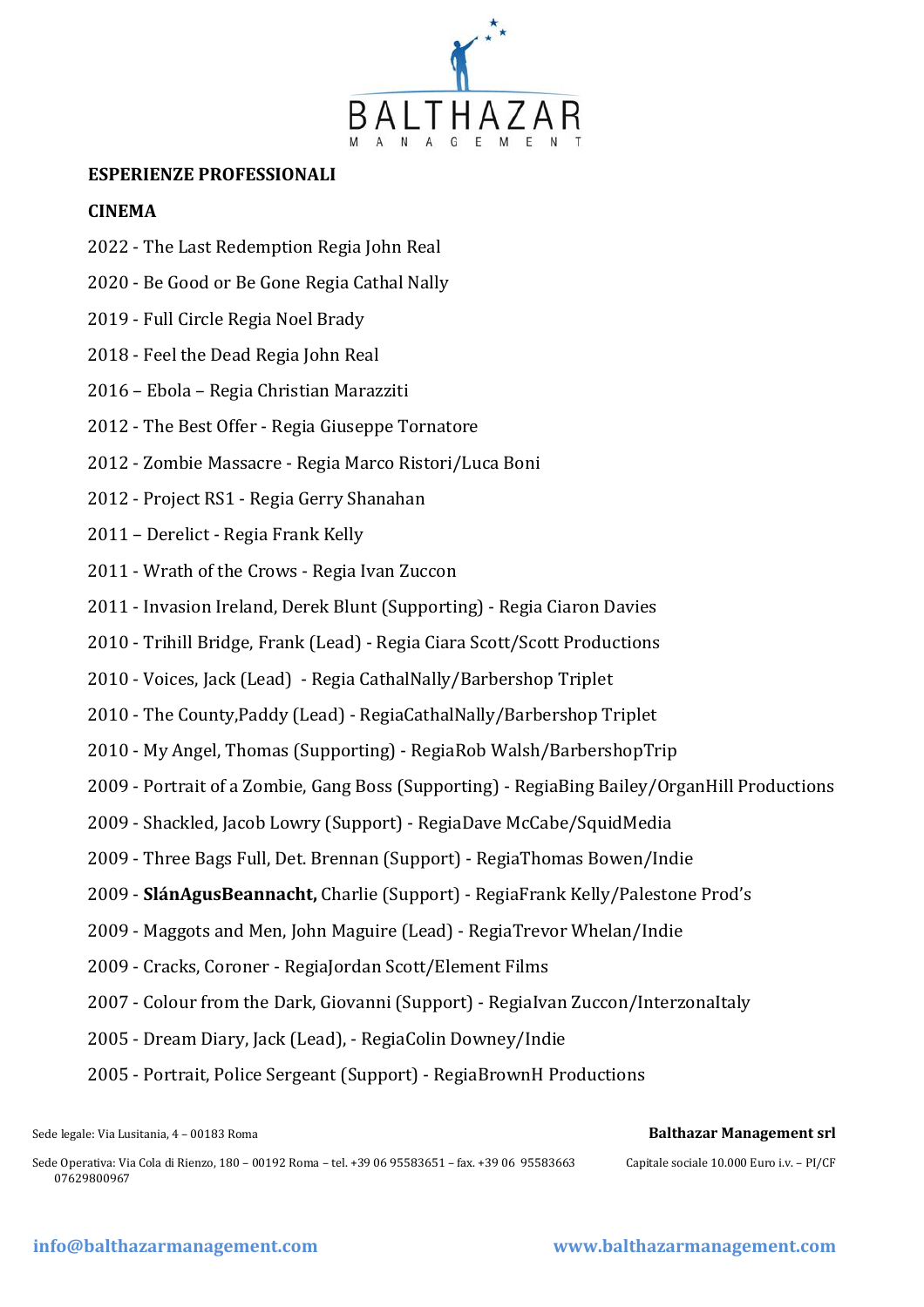**ESPERIENZE PROFESSIONALI**

**CINEMA**

2022 - The Last Redemption Regia John Real

2020 - Be Good or Be Gone Regia Cathal Nally

2019 - Full Circle Regia Noel Brady

2018 - Feel the Dead Regia John Real

2016 – Ebola – Regia Christian Marazziti

2012 - The Best Offer - Regia Giuseppe Tornatore

2012 - Zombie Massacre - Regia Marco Ristori/Luca Boni

2012 - Project RS1 - Regia Gerry Shanahan

2011 – Derelict - Regia Frank Kelly

2011 - Wrath of the Crows - Regia Ivan Zuccon

2011 - Invasion Ireland, Derek Blunt (Supporting) - Regia Ciaron Davies

2010 - Trihill Bridge, Frank (Lead) - Regia Ciara Scott/Scott Productions

2010 - Voices, Jack (Lead) - Regia CathalNally/Barbershop Triplet

2010 - The County,Paddy (Lead) - RegiaCathalNally/Barbershop Triplet

2010 - My Angel, Thomas (Supporting) - RegiaRob Walsh/BarbershopTrip

2009 - Portrait of a Zombie, Gang Boss (Supporting) - RegiaBing Bailey/OrganHill Productions

2009 - Shackled, Jacob Lowry (Support) - RegiaDave McCabe/SquidMedia

2009 - Three Bags Full, Det. Brennan (Support) - RegiaThomas Bowen/Indie

2009 - **SlánAgusBeannacht,** Charlie (Support) - RegiaFrank Kelly/Palestone Prod's

2009 - Maggots and Men, John Maguire (Lead) - RegiaTrevor Whelan/Indie

2009 - Cracks, Coroner - RegiaJordan Scott/Element Films

2007 - Colour from the Dark, Giovanni (Support) - RegiaIvan Zuccon/InterzonaItaly

2005 - Dream Diary, Jack (Lead), - RegiaColin Downey/Indie

2005 - Portrait, Police Sergeant (Support) - RegiaBrownH Productions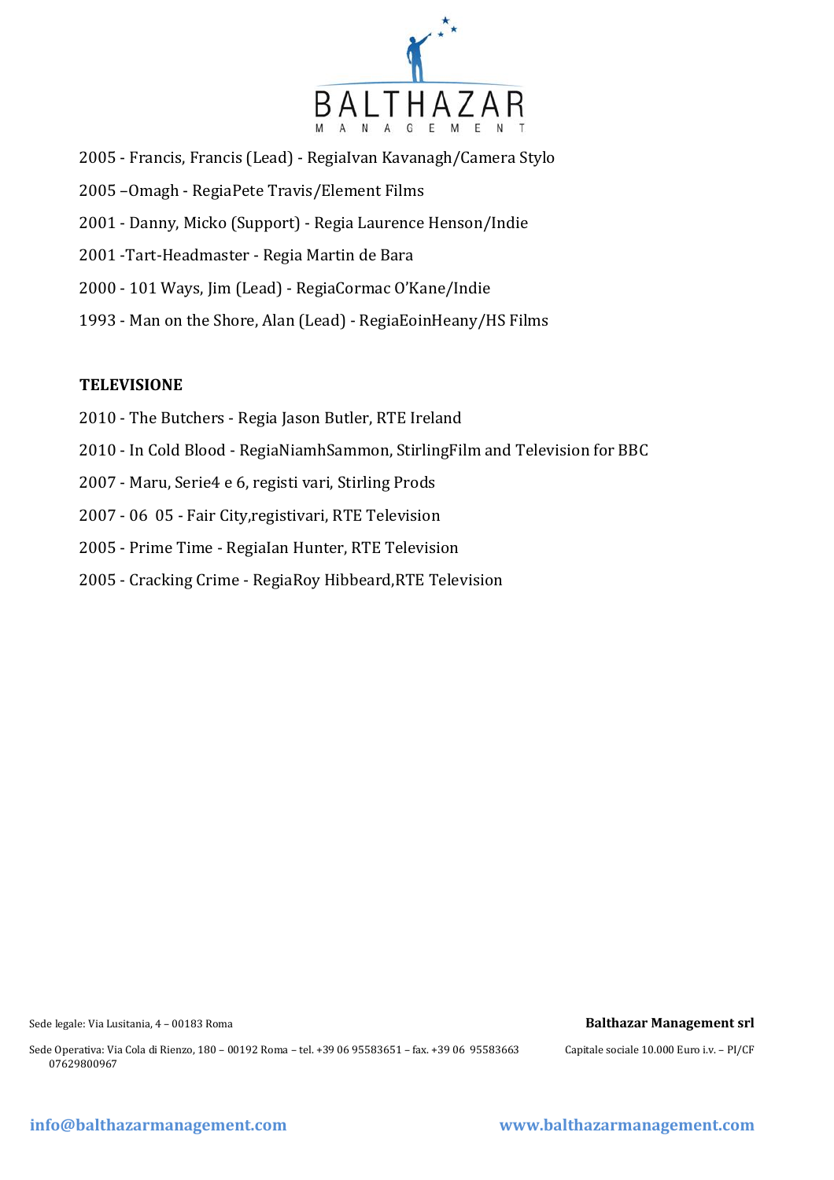2005 - Francis, Francis (Lead) - RegiaIvan Kavanagh/Camera Stylo

2005 –Omagh - RegiaPete Travis/Element Films

2001 - Danny, Micko (Support) - Regia Laurence Henson/Indie

2001 -Tart-Headmaster - Regia Martin de Bara

2000 - 101 Ways, Jim (Lead) - RegiaCormac O'Kane/Indie

1993 - Man on the Shore, Alan (Lead) - RegiaEoinHeany/HS Films

**TELEVISIONE**

2010 - The Butchers - Regia Jason Butler, RTE Ireland

2010 - In Cold Blood - RegiaNiamhSammon, StirlingFilm and Television for BBC

2007 - Maru, Serie4 e 6, registi vari, Stirling Prods

2007 - 06 05 - Fair City,registivari, RTE Television

2005 - Prime Time - RegiaIan Hunter, RTE Television

2005 - Cracking Crime - RegiaRoy Hibbeard,RTE Television